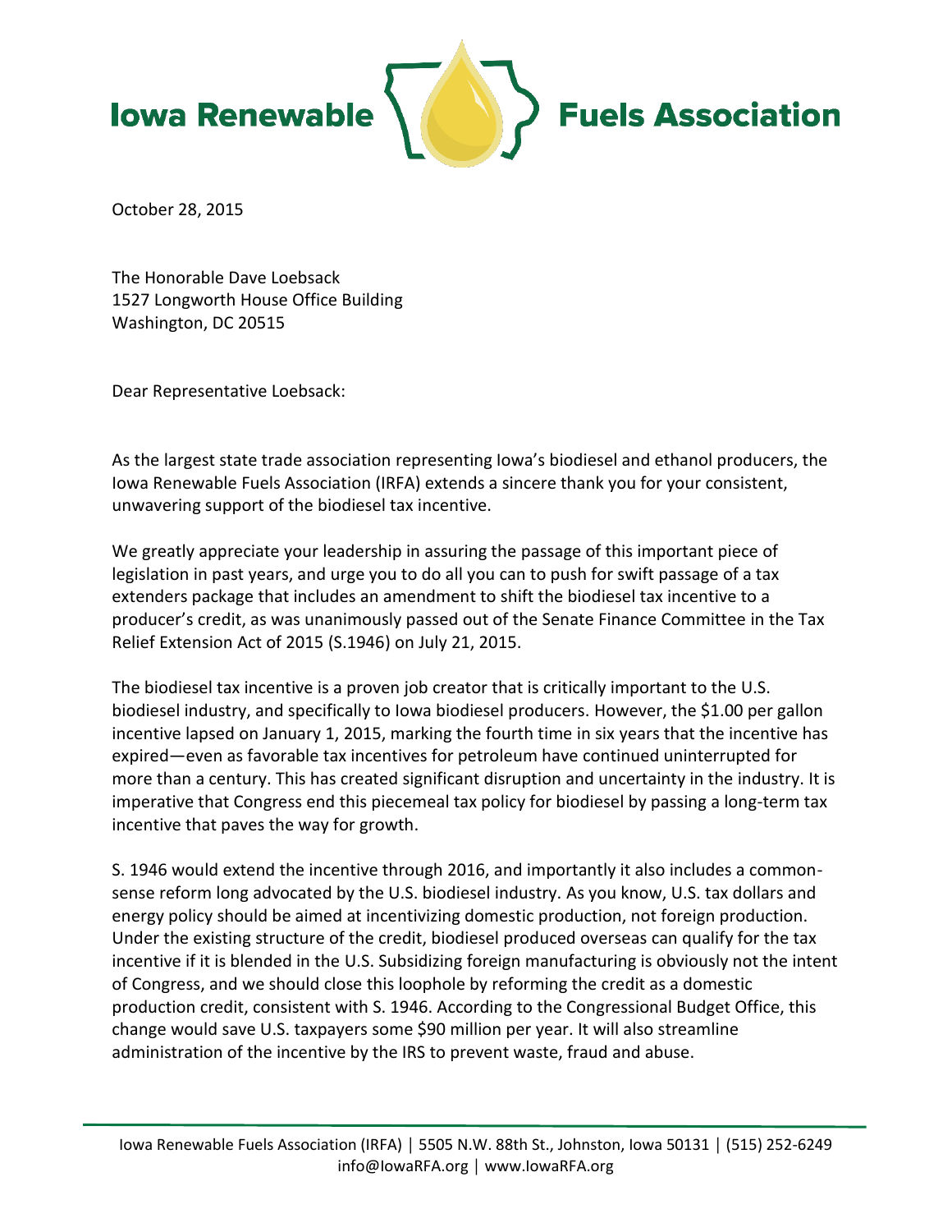**Iowa Renewable Fuels Association**

October 28, 2015

The Honorable Dave Loebsack
1527 Longworth House Office Building
Washington, DC 20515

Dear Representative Loebsack:

As the largest state trade association representing Iowa's biodiesel and ethanol producers, the Iowa Renewable Fuels Association (IRFA) extends a sincere thank you for your consistent, unwavering support of the biodiesel tax incentive.

We greatly appreciate your leadership in assuring the passage of this important piece of legislation in past years, and urge you to do all you can to push for swift passage of a tax extenders package that includes an amendment to shift the biodiesel tax incentive to a producer's credit, as was unanimously passed out of the Senate Finance Committee in the Tax Relief Extension Act of 2015 (S.1946) on July 21, 2015.

The biodiesel tax incentive is a proven job creator that is critically important to the U.S. biodiesel industry, and specifically to Iowa biodiesel producers. However, the $1.00 per gallon incentive lapsed on January 1, 2015, marking the fourth time in six years that the incentive has expired—even as favorable tax incentives for petroleum have continued uninterrupted for more than a century. This has created significant disruption and uncertainty in the industry. It is imperative that Congress end this piecemeal tax policy for biodiesel by passing a long-term tax incentive that paves the way for growth.

S. 1946 would extend the incentive through 2016, and importantly it also includes a common-sense reform long advocated by the U.S. biodiesel industry. As you know, U.S. tax dollars and energy policy should be aimed at incentivizing domestic production, not foreign production. Under the existing structure of the credit, biodiesel produced overseas can qualify for the tax incentive if it is blended in the U.S. Subsidizing foreign manufacturing is obviously not the intent of Congress, and we should close this loophole by reforming the credit as a domestic production credit, consistent with S. 1946. According to the Congressional Budget Office, this change would save U.S. taxpayers some $90 million per year. It will also streamline administration of the incentive by the IRS to prevent waste, fraud and abuse.

Iowa Renewable Fuels Association (IRFA) | 5505 N.W. 88th St., Johnston, Iowa 50131 | (515) 252-6249
info@IowaRFA.org | www.IowaRFA.org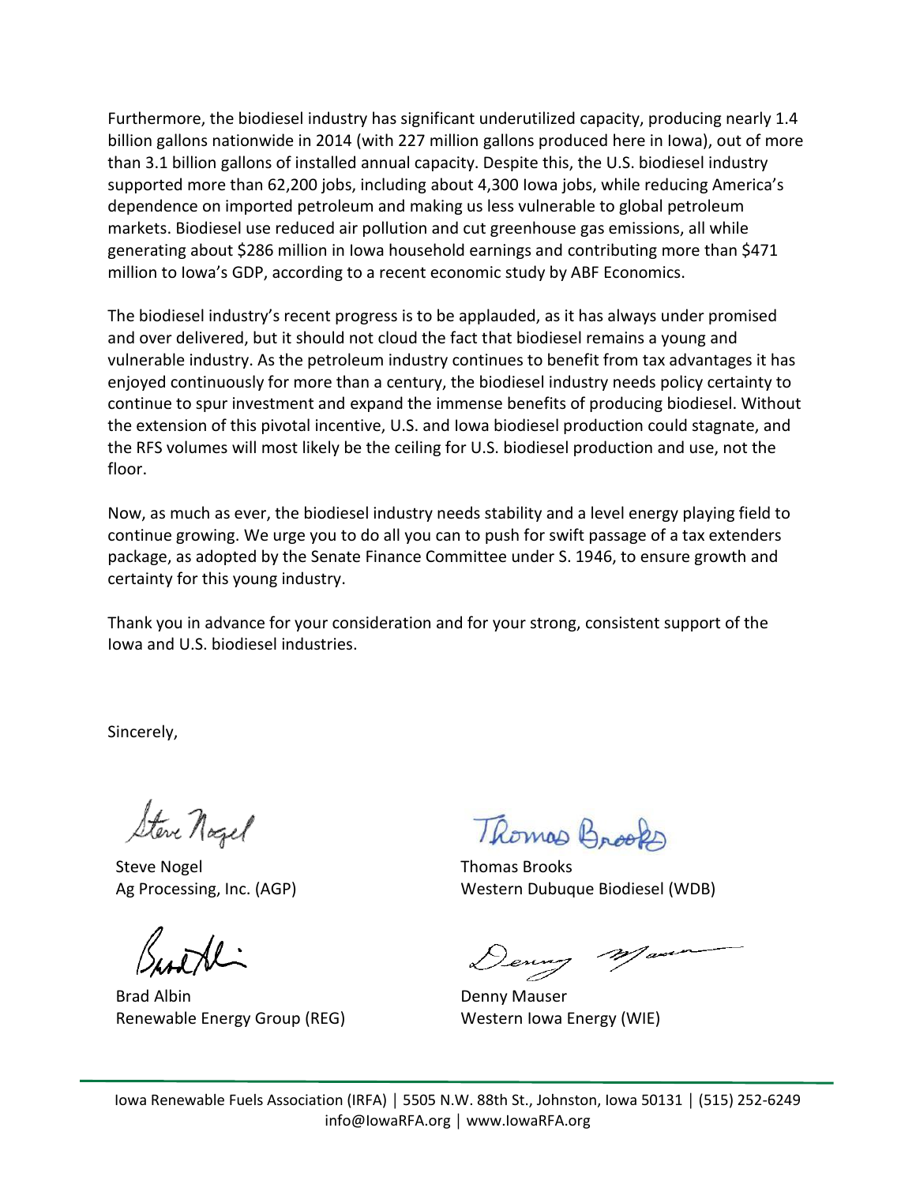Furthermore, the biodiesel industry has significant underutilized capacity, producing nearly 1.4 billion gallons nationwide in 2014 (with 227 million gallons produced here in Iowa), out of more than 3.1 billion gallons of installed annual capacity. Despite this, the U.S. biodiesel industry supported more than 62,200 jobs, including about 4,300 Iowa jobs, while reducing America's dependence on imported petroleum and making us less vulnerable to global petroleum markets. Biodiesel use reduced air pollution and cut greenhouse gas emissions, all while generating about $286 million in Iowa household earnings and contributing more than $471 million to Iowa's GDP, according to a recent economic study by ABF Economics.

The biodiesel industry's recent progress is to be applauded, as it has always under promised and over delivered, but it should not cloud the fact that biodiesel remains a young and vulnerable industry. As the petroleum industry continues to benefit from tax advantages it has enjoyed continuously for more than a century, the biodiesel industry needs policy certainty to continue to spur investment and expand the immense benefits of producing biodiesel. Without the extension of this pivotal incentive, U.S. and Iowa biodiesel production could stagnate, and the RFS volumes will most likely be the ceiling for U.S. biodiesel production and use, not the floor.

Now, as much as ever, the biodiesel industry needs stability and a level energy playing field to continue growing. We urge you to do all you can to push for swift passage of a tax extenders package, as adopted by the Senate Finance Committee under S. 1946, to ensure growth and certainty for this young industry.

Thank you in advance for your consideration and for your strong, consistent support of the Iowa and U.S. biodiesel industries.

Sincerely,

Steve Nogel
Ag Processing, Inc. (AGP)

Thomas Brooks
Western Dubuque Biodiesel (WDB)

Brad Albin
Renewable Energy Group (REG)

Denny Mauser
Western Iowa Energy (WIE)

Iowa Renewable Fuels Association (IRFA) | 5505 N.W. 88th St., Johnston, Iowa 50131 | (515) 252-6249
info@IowaRFA.org | www.IowaRFA.org